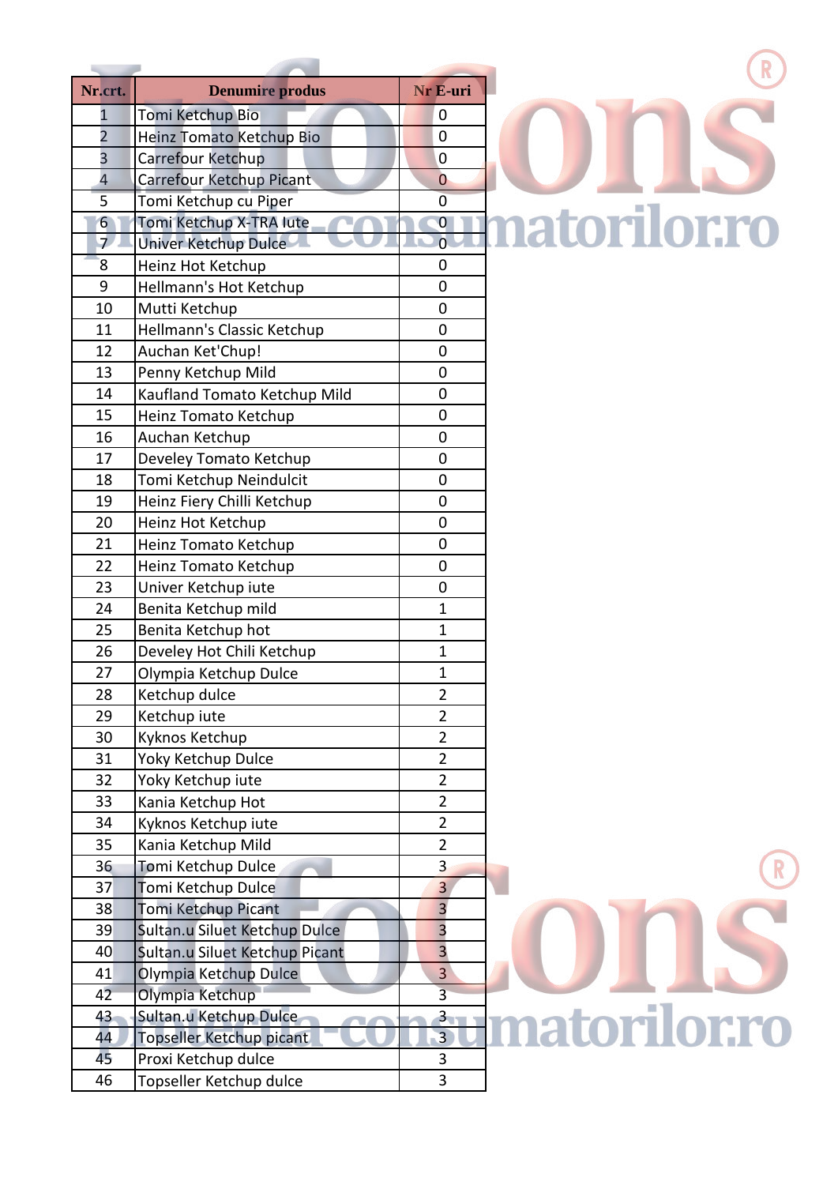| Nr.crt. | Denumire produs | Nr E-uri |
|---|---|---|
| 1 | Tomi Ketchup Bio | 0 |
| 2 | Heinz Tomato Ketchup Bio | 0 |
| 3 | Carrefour Ketchup | 0 |
| 4 | Carrefour Ketchup Picant | 0 |
| 5 | Tomi Ketchup cu Piper | 0 |
| 6 | Tomi Ketchup X-TRA Iute | 0 |
| 7 | Univer Ketchup Dulce | 0 |
| 8 | Heinz Hot Ketchup | 0 |
| 9 | Hellmann's Hot Ketchup | 0 |
| 10 | Mutti Ketchup | 0 |
| 11 | Hellmann's Classic Ketchup | 0 |
| 12 | Auchan Ket'Chup! | 0 |
| 13 | Penny Ketchup Mild | 0 |
| 14 | Kaufland Tomato Ketchup Mild | 0 |
| 15 | Heinz Tomato Ketchup | 0 |
| 16 | Auchan Ketchup | 0 |
| 17 | Develey Tomato Ketchup | 0 |
| 18 | Tomi Ketchup Neindulcit | 0 |
| 19 | Heinz Fiery Chilli Ketchup | 0 |
| 20 | Heinz Hot Ketchup | 0 |
| 21 | Heinz Tomato Ketchup | 0 |
| 22 | Heinz Tomato Ketchup | 0 |
| 23 | Univer Ketchup iute | 0 |
| 24 | Benita Ketchup mild | 1 |
| 25 | Benita Ketchup hot | 1 |
| 26 | Develey Hot Chili Ketchup | 1 |
| 27 | Olympia Ketchup Dulce | 1 |
| 28 | Ketchup dulce | 2 |
| 29 | Ketchup iute | 2 |
| 30 | Kyknos Ketchup | 2 |
| 31 | Yoky Ketchup Dulce | 2 |
| 32 | Yoky Ketchup iute | 2 |
| 33 | Kania Ketchup Hot | 2 |
| 34 | Kyknos Ketchup iute | 2 |
| 35 | Kania Ketchup Mild | 2 |
| 36 | Tomi Ketchup Dulce | 3 |
| 37 | Tomi Ketchup Dulce | 3 |
| 38 | Tomi Ketchup Picant | 3 |
| 39 | Sultan.u Siluet Ketchup Dulce | 3 |
| 40 | Sultan.u Siluet Ketchup Picant | 3 |
| 41 | Olympia Ketchup Dulce | 3 |
| 42 | Olympia Ketchup | 3 |
| 43 | Sultan.u Ketchup Dulce | 3 |
| 44 | Topseller Ketchup picant | 3 |
| 45 | Proxi Ketchup dulce | 3 |
| 46 | Topseller Ketchup dulce | 3 |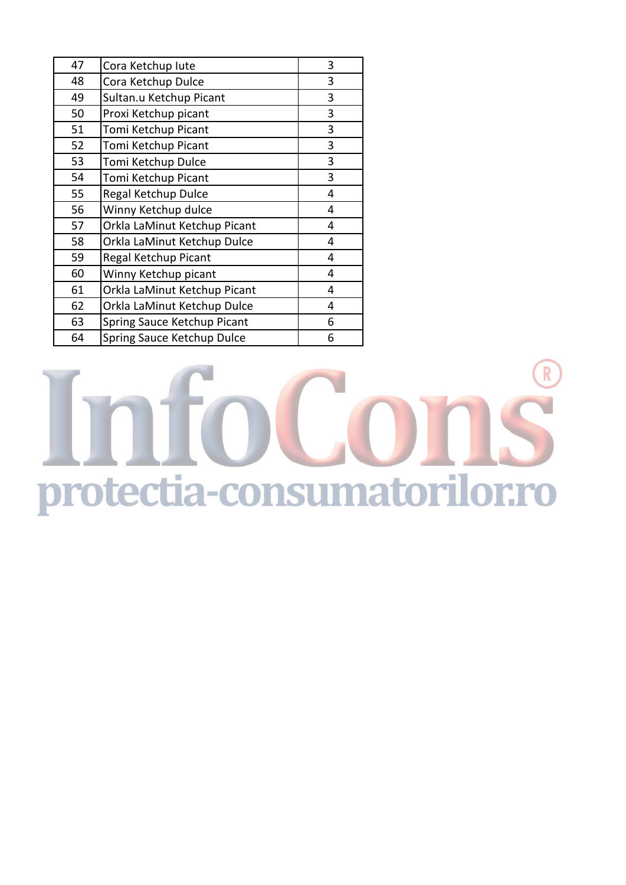| | | |
|---|---|---|
| 47 | Cora Ketchup Iute | 3 |
| 48 | Cora Ketchup Dulce | 3 |
| 49 | Sultan.u Ketchup Picant | 3 |
| 50 | Proxi Ketchup picant | 3 |
| 51 | Tomi Ketchup Picant | 3 |
| 52 | Tomi Ketchup Picant | 3 |
| 53 | Tomi Ketchup Dulce | 3 |
| 54 | Tomi Ketchup Picant | 3 |
| 55 | Regal Ketchup Dulce | 4 |
| 56 | Winny Ketchup dulce | 4 |
| 57 | Orkla LaMinut Ketchup Picant | 4 |
| 58 | Orkla LaMinut Ketchup Dulce | 4 |
| 59 | Regal Ketchup Picant | 4 |
| 60 | Winny Ketchup picant | 4 |
| 61 | Orkla LaMinut Ketchup Picant | 4 |
| 62 | Orkla LaMinut Ketchup Dulce | 4 |
| 63 | Spring Sauce Ketchup Picant | 6 |
| 64 | Spring Sauce Ketchup Dulce | 6 |

InfoCons®
protectia-consumatorilor.ro